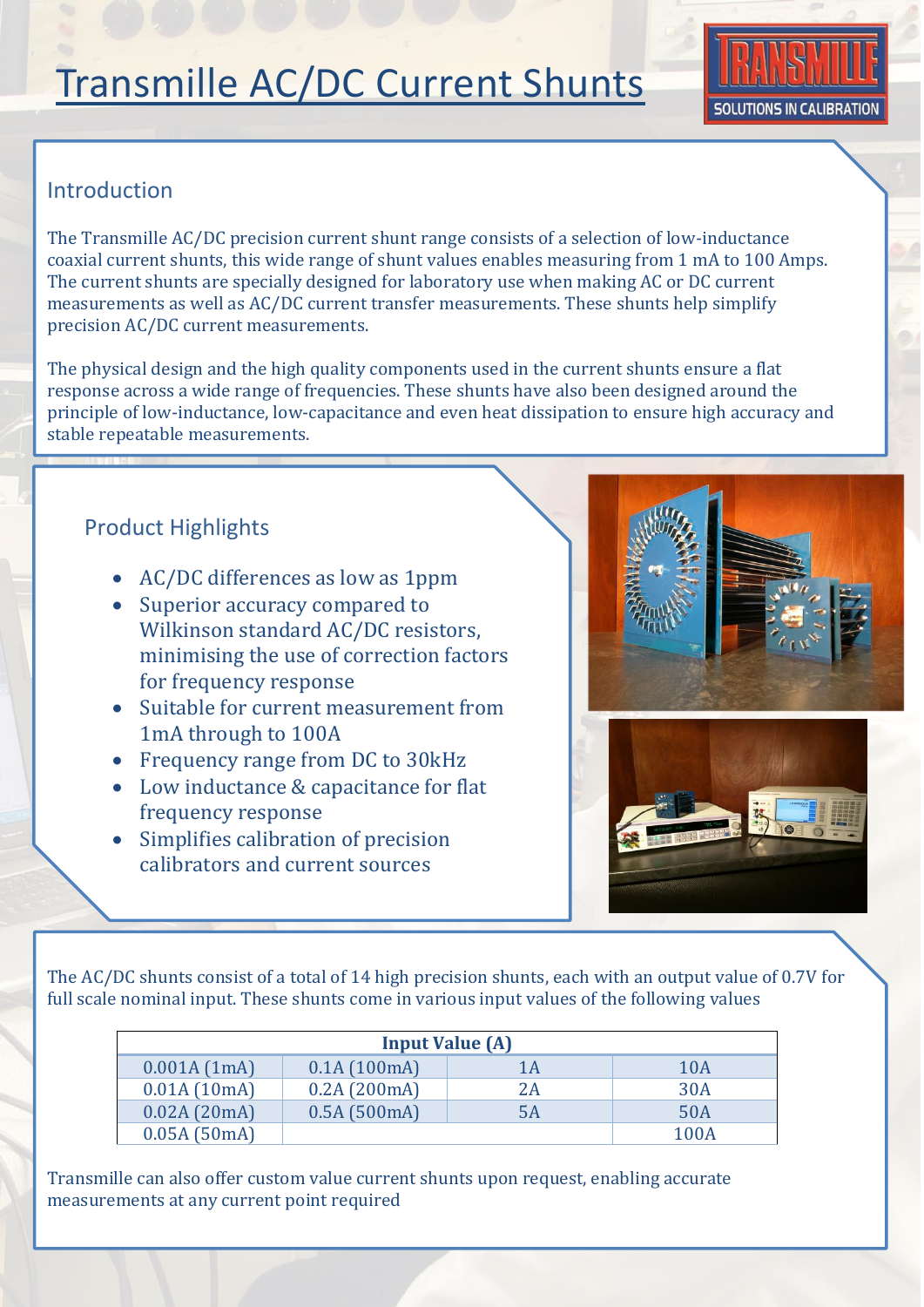// Transcription of page 1 (fcd9b6be1f42)

# Transmille AC/DC Current Shunts

## Introduction

The Transmille AC/DC precision current shunt range consists of a selection of low-inductance coaxial current shunts, this wide range of shunt values enables measuring from 1 mA to 100 Amps. The current shunts are specially designed for laboratory use when making AC or DC current measurements as well as AC/DC current transfer measurements. These shunts help simplify precision AC/DC current measurements.

The physical design and the high quality components used in the current shunts ensure a flat response across a wide range of frequencies. These shunts have also been designed around the principle of low-inductance, low-capacitance and even heat dissipation to ensure high accuracy and stable repeatable measurements.

## Product Highlights

- AC/DC differences as low as 1ppm
- Superior accuracy compared to Wilkinson standard AC/DC resistors, minimising the use of correction factors for frequency response
- Suitable for current measurement from 1mA through to 100A
- Frequency range from DC to 30kHz
- Low inductance & capacitance for flat frequency response
- Simplifies calibration of precision calibrators and current sources

The AC/DC shunts consist of a total of 14 high precision shunts, each with an output value of 0.7V for full scale nominal input. These shunts come in various input values of the following values

| Input Value (A) | | | |
|---|---|---|---|
| 0.001A (1mA) | 0.1A (100mA) | 1A | 10A |
| 0.01A (10mA) | 0.2A (200mA) | 2A | 30A |
| 0.02A (20mA) | 0.5A (500mA) | 5A | 50A |
| 0.05A (50mA) | | | 100A |

Transmille can also offer custom value current shunts upon request, enabling accurate measurements at any current point required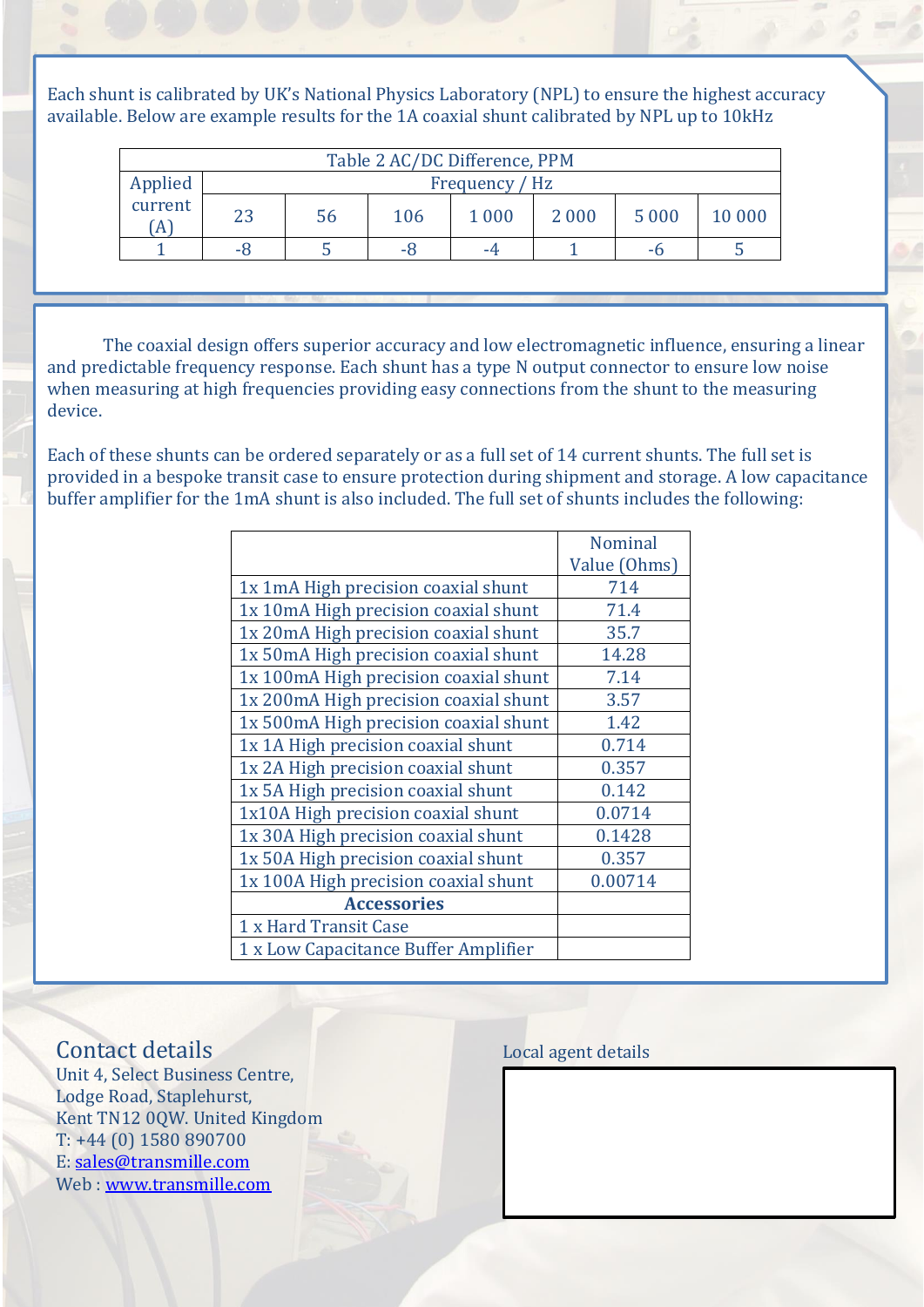Each shunt is calibrated by UK's National Physics Laboratory (NPL) to ensure the highest accuracy available. Below are example results for the 1A coaxial shunt calibrated by NPL up to 10kHz

| Table 2 AC/DC Difference, PPM | | | | | | | |
|---|---|---|---|---|---|---|---|
| Applied current (A) | Frequency / Hz | | | | | | |
| | 23 | 56 | 106 | 1 000 | 2 000 | 5 000 | 10 000 |
| 1 | -8 | 5 | -8 | -4 | 1 | -6 | 5 |

The coaxial design offers superior accuracy and low electromagnetic influence, ensuring a linear and predictable frequency response. Each shunt has a type N output connector to ensure low noise when measuring at high frequencies providing easy connections from the shunt to the measuring device.

Each of these shunts can be ordered separately or as a full set of 14 current shunts. The full set is provided in a bespoke transit case to ensure protection during shipment and storage. A low capacitance buffer amplifier for the 1mA shunt is also included. The full set of shunts includes the following:

| | Nominal Value (Ohms) |
|---|---|
| 1x 1mA High precision coaxial shunt | 714 |
| 1x 10mA High precision coaxial shunt | 71.4 |
| 1x 20mA High precision coaxial shunt | 35.7 |
| 1x 50mA High precision coaxial shunt | 14.28 |
| 1x 100mA High precision coaxial shunt | 7.14 |
| 1x 200mA High precision coaxial shunt | 3.57 |
| 1x 500mA High precision coaxial shunt | 1.42 |
| 1x 1A High precision coaxial shunt | 0.714 |
| 1x 2A High precision coaxial shunt | 0.357 |
| 1x 5A High precision coaxial shunt | 0.142 |
| 1x10A High precision coaxial shunt | 0.0714 |
| 1x 30A High precision coaxial shunt | 0.1428 |
| 1x 50A High precision coaxial shunt | 0.357 |
| 1x 100A High precision coaxial shunt | 0.00714 |
| **Accessories** | |
| 1 x Hard Transit Case | |
| 1 x Low Capacitance Buffer Amplifier | |

## Contact details

Unit 4, Select Business Centre,
Lodge Road, Staplehurst,
Kent TN12 0QW. United Kingdom
T: +44 (0) 1580 890700
E: sales@transmille.com
Web : www.transmille.com

Local agent details